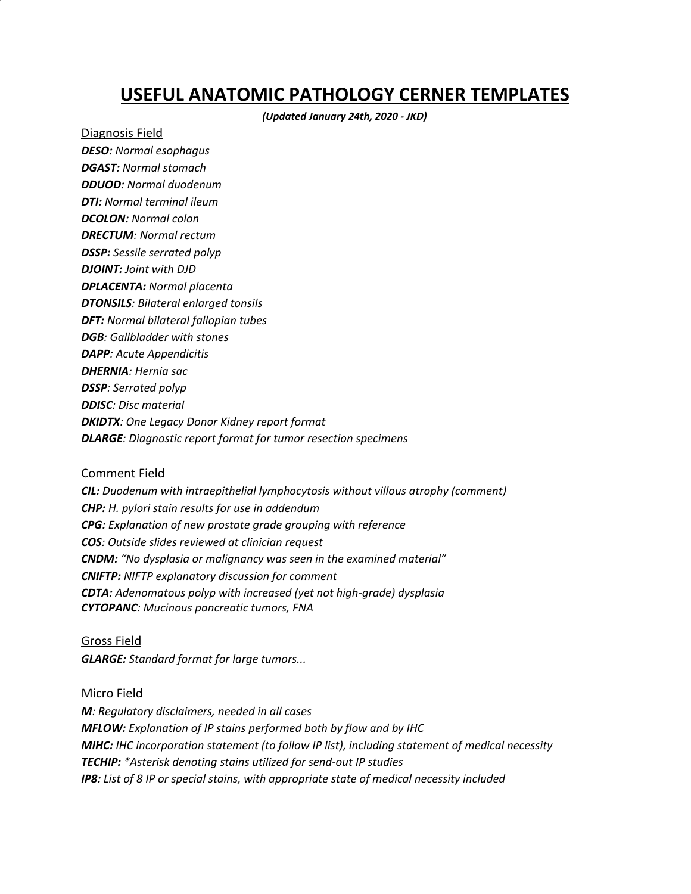# USEFUL ANATOMIC PATHOLOGY CERNER TEMPLATES

***(Updated January 24th, 2020 - JKD)***

## Diagnosis Field

***DESO:*** *Normal esophagus*
***DGAST:*** *Normal stomach*
***DDUOD:*** *Normal duodenum*
***DTI:*** *Normal terminal ileum*
***DCOLON:*** *Normal colon*
***DRECTUM****: Normal rectum*
***DSSP:*** *Sessile serrated polyp*
***DJOINT:*** *Joint with DJD*
***DPLACENTA:*** *Normal placenta*
***DTONSILS****: Bilateral enlarged tonsils*
***DFT:*** *Normal bilateral fallopian tubes*
***DGB****: Gallbladder with stones*
***DAPP****: Acute Appendicitis*
***DHERNIA****: Hernia sac*
***DSSP****: Serrated polyp*
***DDISC****: Disc material*
***DKIDTX****: One Legacy Donor Kidney report format*
***DLARGE****: Diagnostic report format for tumor resection specimens*

## Comment Field

***CIL:*** *Duodenum with intraepithelial lymphocytosis without villous atrophy (comment)*
***CHP:*** *H. pylori stain results for use in addendum*
***CPG:*** *Explanation of new prostate grade grouping with reference*
***COS****: Outside slides reviewed at clinician request*
***CNDM:*** *"No dysplasia or malignancy was seen in the examined material"*
***CNIFTP:*** *NIFTP explanatory discussion for comment*
***CDTA:*** *Adenomatous polyp with increased (yet not high-grade) dysplasia*
***CYTOPANC****: Mucinous pancreatic tumors, FNA*

## Gross Field

***GLARGE:*** *Standard format for large tumors...*

## Micro Field

***M****: Regulatory disclaimers, needed in all cases*
***MFLOW:*** *Explanation of IP stains performed both by flow and by IHC*
***MIHC:*** *IHC incorporation statement (to follow IP list), including statement of medical necessity*
***TECHIP:*** *\*Asterisk denoting stains utilized for send-out IP studies*
***IP8:*** *List of 8 IP or special stains, with appropriate state of medical necessity included*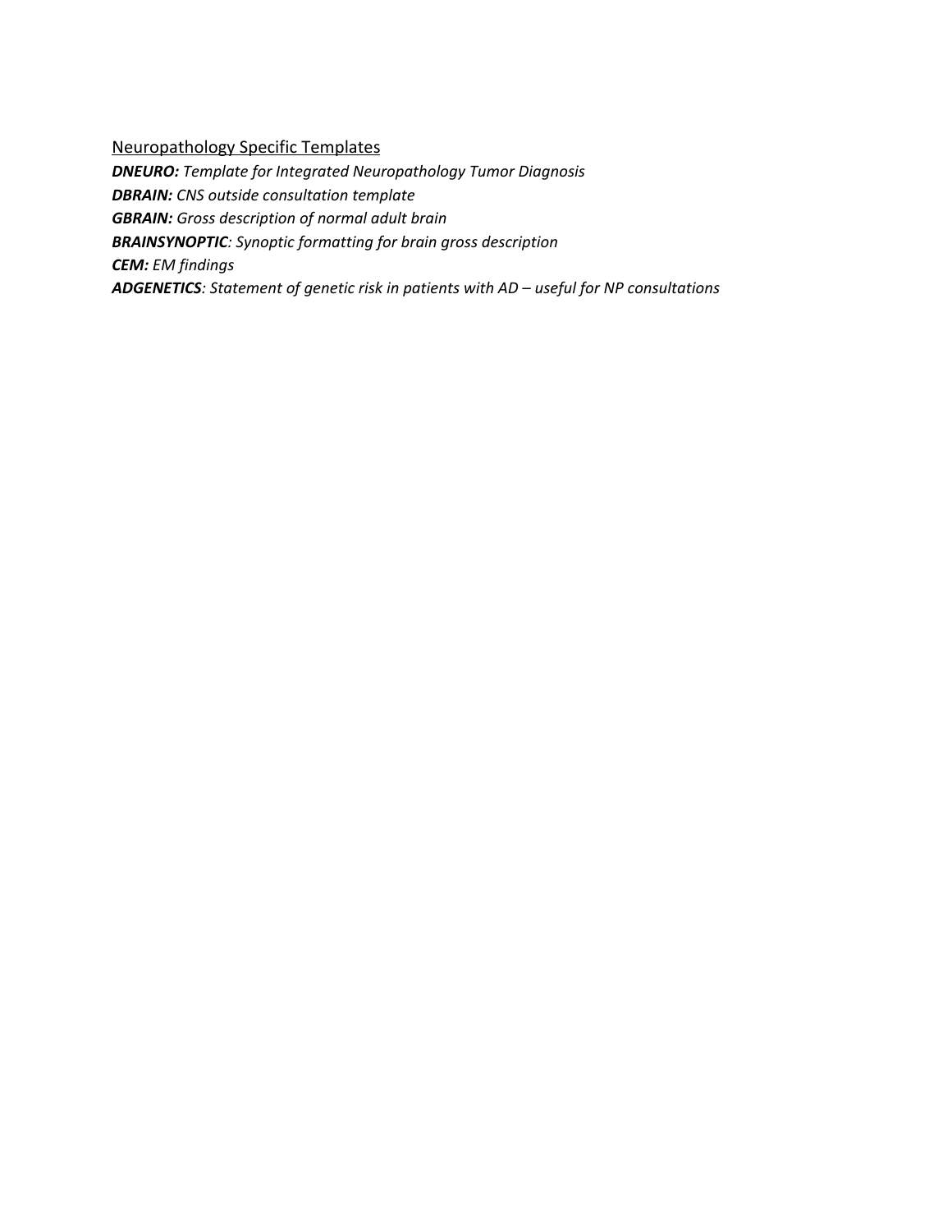Neuropathology Specific Templates

***DNEURO:*** *Template for Integrated Neuropathology Tumor Diagnosis*

***DBRAIN:*** *CNS outside consultation template*

***GBRAIN:*** *Gross description of normal adult brain*

***BRAINSYNOPTIC****: Synoptic formatting for brain gross description*

***CEM:*** *EM findings*

***ADGENETICS****: Statement of genetic risk in patients with AD – useful for NP consultations*